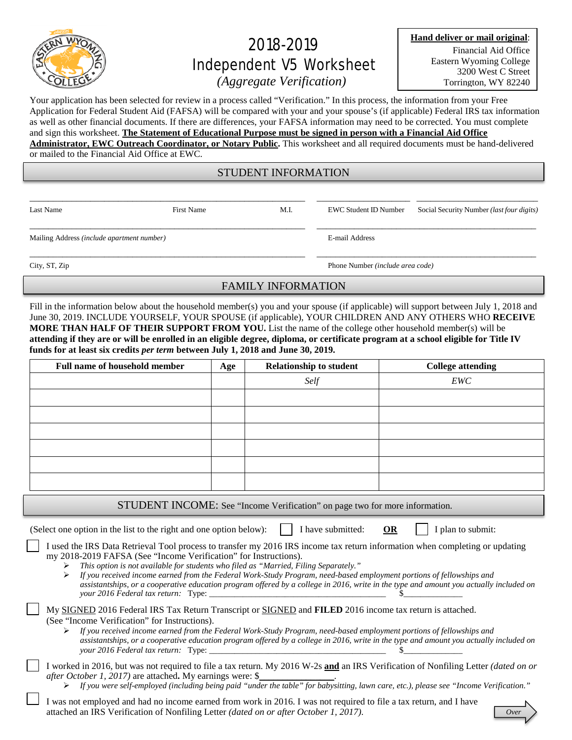# 2018-2019 Independent V5 Worksheet

*(Aggregate Verification)*

**Hand deliver or mail original**:
Financial Aid Office
Eastern Wyoming College
3200 West C Street
Torrington, WY 82240

Your application has been selected for review in a process called "Verification." In this process, the information from your Free Application for Federal Student Aid (FAFSA) will be compared with your and your spouse's (if applicable) Federal IRS tax information as well as other financial documents. If there are differences, your FAFSA information may need to be corrected. You must complete and sign this worksheet. **The Statement of Educational Purpose must be signed in person with a Financial Aid Office Administrator, EWC Outreach Coordinator, or Notary Public.** This worksheet and all required documents must be hand-delivered or mailed to the Financial Aid Office at EWC.

## STUDENT INFORMATION

Last Name ______ First Name ______ M.I. ______ EWC Student ID Number ______ Social Security Number *(last four digits)* ______

Mailing Address *(include apartment number)* ______ E-mail Address ______

City, ST, Zip ______ Phone Number *(include area code)* ______

## FAMILY INFORMATION

Fill in the information below about the household member(s) you and your spouse (if applicable) will support between July 1, 2018 and June 30, 2019. INCLUDE YOURSELF, YOUR SPOUSE (if applicable), YOUR CHILDREN AND ANY OTHERS WHO **RECEIVE MORE THAN HALF OF THEIR SUPPORT FROM YOU.** List the name of the college other household member(s) will be **attending if they are or will be enrolled in an eligible degree, diploma, or certificate program at a school eligible for Title IV funds for at least six credits *per term* between July 1, 2018 and June 30, 2019.**

| Full name of household member | Age | Relationship to student | College attending |
|---|---|---|---|
| | | *Self* | *EWC* |
| | | | |
| | | | |
| | | | |
| | | | |
| | | | |
| | | | |

## STUDENT INCOME: See "Income Verification" on page two for more information.

(Select one option in the list to the right and one option below): ☐ I have submitted: **OR** ☐ I plan to submit:

☐ I used the IRS Data Retrieval Tool process to transfer my 2016 IRS income tax return information when completing or updating my 2018-2019 FAFSA (See "Income Verification" for Instructions).

- *This option is not available for students who filed as "Married, Filing Separately."*
- *If you received income earned from the Federal Work-Study Program, need-based employment portions of fellowships and assistantships, or a cooperative education program offered by a college in 2016, write in the type and amount you actually included on your 2016 Federal tax return:* Type: ______________________ $______________

☐ My SIGNED 2016 Federal IRS Tax Return Transcript or SIGNED and **FILED** 2016 income tax return is attached. (See "Income Verification" for Instructions).

- *If you received income earned from the Federal Work-Study Program, need-based employment portions of fellowships and assistantships, or a cooperative education program offered by a college in 2016, write in the type and amount you actually included on your 2016 Federal tax return:* Type: ______________________ $______________

☐ I worked in 2016, but was not required to file a tax return. My 2016 W-2s **and** an IRS Verification of Nonfiling Letter *(dated on or after October 1, 2017)* are attached**.** My earnings were: $______________.

- *If you were self-employed (including being paid "under the table" for babysitting, lawn care, etc.), please see "Income Verification."*

☐ I was not employed and had no income earned from work in 2016. I was not required to file a tax return, and I have attached an IRS Verification of Nonfiling Letter *(dated on or after October 1, 2017).*

*Over*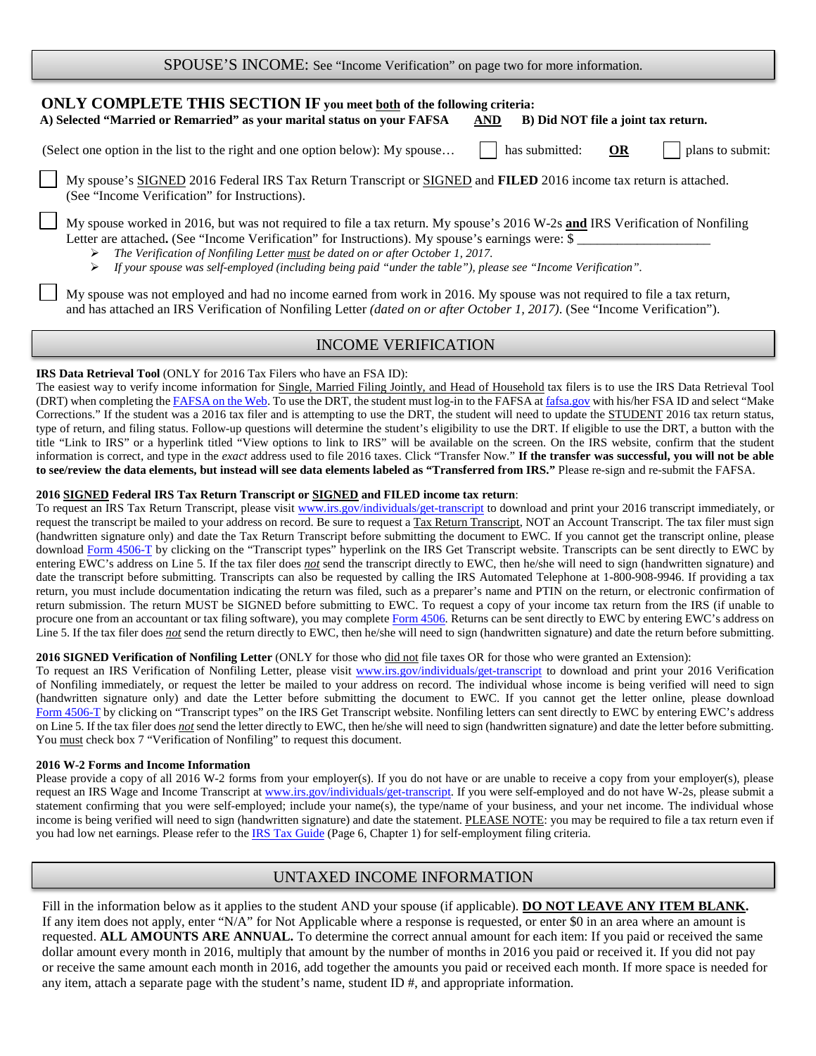## SPOUSE'S INCOME: See "Income Verification" on page two for more information.

**ONLY COMPLETE THIS SECTION IF you meet both of the following criteria:**
**A) Selected "Married or Remarried" as your marital status on your FAFSA AND B) Did NOT file a joint tax return.**

(Select one option in the list to the right and one option below): My spouse… ☐ has submitted: **OR** ☐ plans to submit:

☐ My spouse's SIGNED 2016 Federal IRS Tax Return Transcript or SIGNED and **FILED** 2016 income tax return is attached. (See "Income Verification" for Instructions).

☐ My spouse worked in 2016, but was not required to file a tax return. My spouse's 2016 W-2s **and** IRS Verification of Nonfiling Letter are attached**.** (See "Income Verification" for Instructions). My spouse's earnings were: $ ___________________

- *The Verification of Nonfiling Letter must be dated on or after October 1, 2017.*
- *If your spouse was self-employed (including being paid "under the table"), please see "Income Verification".*

☐ My spouse was not employed and had no income earned from work in 2016. My spouse was not required to file a tax return, and has attached an IRS Verification of Nonfiling Letter *(dated on or after October 1, 2017)*. (See "Income Verification").

## INCOME VERIFICATION

**IRS Data Retrieval Tool** (ONLY for 2016 Tax Filers who have an FSA ID):
The easiest way to verify income information for Single, Married Filing Jointly, and Head of Household tax filers is to use the IRS Data Retrieval Tool (DRT) when completing the FAFSA on the Web. To use the DRT, the student must log-in to the FAFSA at fafsa.gov with his/her FSA ID and select "Make Corrections." If the student was a 2016 tax filer and is attempting to use the DRT, the student will need to update the STUDENT 2016 tax return status, type of return, and filing status. Follow-up questions will determine the student's eligibility to use the DRT. If eligible to use the DRT, a button with the title "Link to IRS" or a hyperlink titled "View options to link to IRS" will be available on the screen. On the IRS website, confirm that the student information is correct, and type in the *exact* address used to file 2016 taxes. Click "Transfer Now." **If the transfer was successful, you will not be able to see/review the data elements, but instead will see data elements labeled as "Transferred from IRS."** Please re-sign and re-submit the FAFSA.

**2016 SIGNED Federal IRS Tax Return Transcript or SIGNED and FILED income tax return**:
To request an IRS Tax Return Transcript, please visit www.irs.gov/individuals/get-transcript to download and print your 2016 transcript immediately, or request the transcript be mailed to your address on record. Be sure to request a Tax Return Transcript, NOT an Account Transcript. The tax filer must sign (handwritten signature only) and date the Tax Return Transcript before submitting the document to EWC. If you cannot get the transcript online, please download Form 4506-T by clicking on the "Transcript types" hyperlink on the IRS Get Transcript website. Transcripts can be sent directly to EWC by entering EWC's address on Line 5. If the tax filer does *not* send the transcript directly to EWC, then he/she will need to sign (handwritten signature) and date the transcript before submitting. Transcripts can also be requested by calling the IRS Automated Telephone at 1-800-908-9946. If providing a tax return, you must include documentation indicating the return was filed, such as a preparer's name and PTIN on the return, or electronic confirmation of return submission. The return MUST be SIGNED before submitting to EWC. To request a copy of your income tax return from the IRS (if unable to procure one from an accountant or tax filing software), you may complete Form 4506. Returns can be sent directly to EWC by entering EWC's address on Line 5. If the tax filer does *not* send the return directly to EWC, then he/she will need to sign (handwritten signature) and date the return before submitting.

**2016 SIGNED Verification of Nonfiling Letter** (ONLY for those who did not file taxes OR for those who were granted an Extension):
To request an IRS Verification of Nonfiling Letter, please visit www.irs.gov/individuals/get-transcript to download and print your 2016 Verification of Nonfiling immediately, or request the letter be mailed to your address on record. The individual whose income is being verified will need to sign (handwritten signature only) and date the Letter before submitting the document to EWC. If you cannot get the letter online, please download Form 4506-T by clicking on "Transcript types" on the IRS Get Transcript website. Nonfiling letters can sent directly to EWC by entering EWC's address on Line 5. If the tax filer does *not* send the letter directly to EWC, then he/she will need to sign (handwritten signature) and date the letter before submitting. You must check box 7 "Verification of Nonfiling" to request this document.

**2016 W-2 Forms and Income Information**
Please provide a copy of all 2016 W-2 forms from your employer(s). If you do not have or are unable to receive a copy from your employer(s), please request an IRS Wage and Income Transcript at www.irs.gov/individuals/get-transcript. If you were self-employed and do not have W-2s, please submit a statement confirming that you were self-employed; include your name(s), the type/name of your business, and your net income. The individual whose income is being verified will need to sign (handwritten signature) and date the statement. PLEASE NOTE: you may be required to file a tax return even if you had low net earnings. Please refer to the IRS Tax Guide (Page 6, Chapter 1) for self-employment filing criteria.

## UNTAXED INCOME INFORMATION

Fill in the information below as it applies to the student AND your spouse (if applicable). **DO NOT LEAVE ANY ITEM BLANK.** If any item does not apply, enter "N/A" for Not Applicable where a response is requested, or enter $0 in an area where an amount is requested. **ALL AMOUNTS ARE ANNUAL.** To determine the correct annual amount for each item: If you paid or received the same dollar amount every month in 2016, multiply that amount by the number of months in 2016 you paid or received it. If you did not pay or receive the same amount each month in 2016, add together the amounts you paid or received each month. If more space is needed for any item, attach a separate page with the student's name, student ID #, and appropriate information.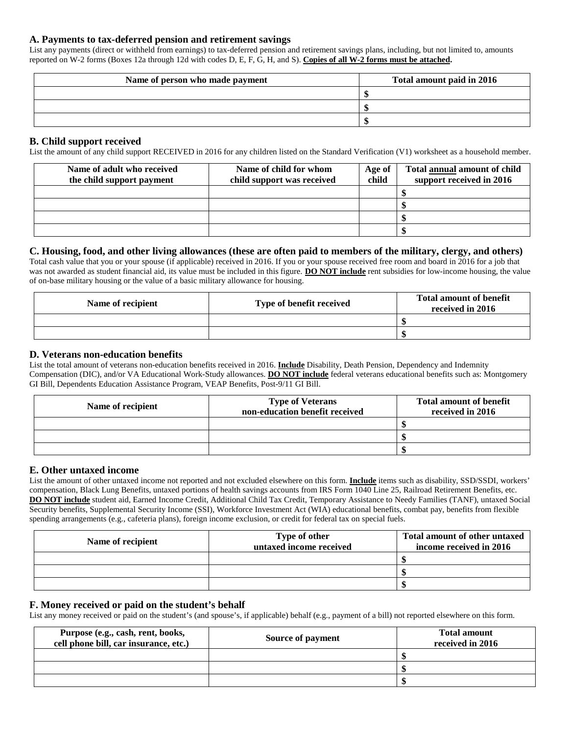### A. Payments to tax-deferred pension and retirement savings

List any payments (direct or withheld from earnings) to tax-deferred pension and retirement savings plans, including, but not limited to, amounts reported on W-2 forms (Boxes 12a through 12d with codes D, E, F, G, H, and S). **Copies of all W-2 forms must be attached.**

| Name of person who made payment | Total amount paid in 2016 |
|---|---|
| | $ |
| | $ |
| | $ |

### B. Child support received

List the amount of any child support RECEIVED in 2016 for any children listed on the Standard Verification (V1) worksheet as a household member.

| Name of adult who received the child support payment | Name of child for whom child support was received | Age of child | Total annual amount of child support received in 2016 |
|---|---|---|---|
| | | | $ |
| | | | $ |
| | | | $ |
| | | | $ |

### C. Housing, food, and other living allowances (these are often paid to members of the military, clergy, and others)

Total cash value that you or your spouse (if applicable) received in 2016. If you or your spouse received free room and board in 2016 for a job that was not awarded as student financial aid, its value must be included in this figure. **DO NOT include** rent subsidies for low-income housing, the value of on-base military housing or the value of a basic military allowance for housing.

| Name of recipient | Type of benefit received | Total amount of benefit received in 2016 |
|---|---|---|
| | | $ |
| | | $ |

### D. Veterans non-education benefits

List the total amount of veterans non-education benefits received in 2016. **Include** Disability, Death Pension, Dependency and Indemnity Compensation (DIC), and/or VA Educational Work-Study allowances. **DO NOT include** federal veterans educational benefits such as: Montgomery GI Bill, Dependents Education Assistance Program, VEAP Benefits, Post-9/11 GI Bill.

| Name of recipient | Type of Veterans non-education benefit received | Total amount of benefit received in 2016 |
|---|---|---|
| | | $ |
| | | $ |
| | | $ |

### E. Other untaxed income

List the amount of other untaxed income not reported and not excluded elsewhere on this form. **Include** items such as disability, SSD/SSDI, workers' compensation, Black Lung Benefits, untaxed portions of health savings accounts from IRS Form 1040 Line 25, Railroad Retirement Benefits, etc. **DO NOT include** student aid, Earned Income Credit, Additional Child Tax Credit, Temporary Assistance to Needy Families (TANF), untaxed Social Security benefits, Supplemental Security Income (SSI), Workforce Investment Act (WIA) educational benefits, combat pay, benefits from flexible spending arrangements (e.g., cafeteria plans), foreign income exclusion, or credit for federal tax on special fuels.

| Name of recipient | Type of other untaxed income received | Total amount of other untaxed income received in 2016 |
|---|---|---|
| | | $ |
| | | $ |
| | | $ |

### F. Money received or paid on the student's behalf

List any money received or paid on the student's (and spouse's, if applicable) behalf (e.g., payment of a bill) not reported elsewhere on this form.

| Purpose (e.g., cash, rent, books, cell phone bill, car insurance, etc.) | Source of payment | Total amount received in 2016 |
|---|---|---|
| | | $ |
| | | $ |
| | | $ |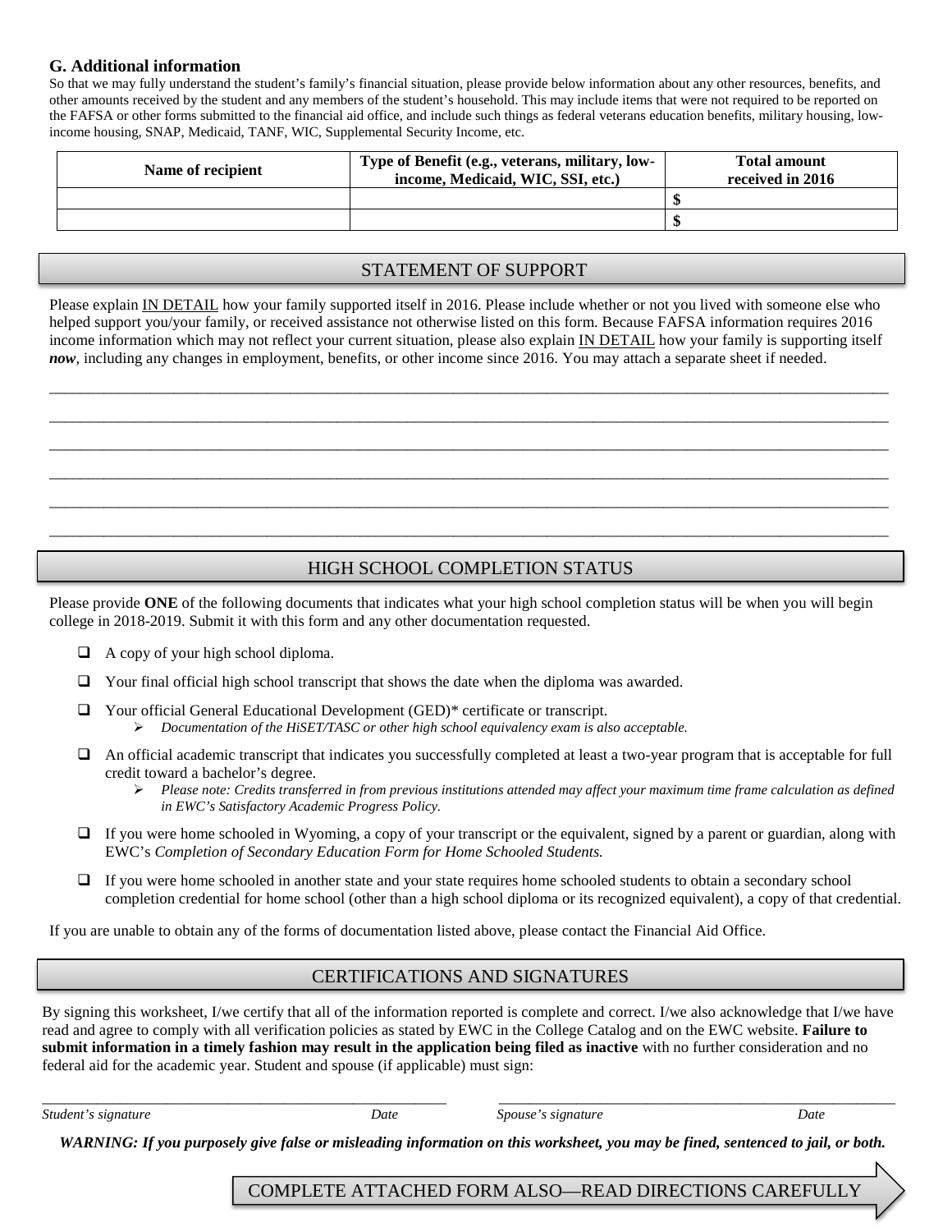### G. Additional information

So that we may fully understand the student's family's financial situation, please provide below information about any other resources, benefits, and other amounts received by the student and any members of the student's household. This may include items that were not required to be reported on the FAFSA or other forms submitted to the financial aid office, and include such things as federal veterans education benefits, military housing, low-income housing, SNAP, Medicaid, TANF, WIC, Supplemental Security Income, etc.

| Name of recipient | Type of Benefit (e.g., veterans, military, low-income, Medicaid, WIC, SSI, etc.) | Total amount received in 2016 |
|---|---|---|
| | | $ |
| | | $ |

## STATEMENT OF SUPPORT

Please explain IN DETAIL how your family supported itself in 2016. Please include whether or not you lived with someone else who helped support you/your family, or received assistance not otherwise listed on this form. Because FAFSA information requires 2016 income information which may not reflect your current situation, please also explain IN DETAIL how your family is supporting itself ***now***, including any changes in employment, benefits, or other income since 2016. You may attach a separate sheet if needed.

______________________________________________________________________________________

______________________________________________________________________________________

______________________________________________________________________________________

______________________________________________________________________________________

______________________________________________________________________________________

______________________________________________________________________________________

## HIGH SCHOOL COMPLETION STATUS

Please provide **ONE** of the following documents that indicates what your high school completion status will be when you will begin college in 2018-2019. Submit it with this form and any other documentation requested.

- ❑ A copy of your high school diploma.
- ❑ Your final official high school transcript that shows the date when the diploma was awarded.
- ❑ Your official General Educational Development (GED)* certificate or transcript.
  - *Documentation of the HiSET/TASC or other high school equivalency exam is also acceptable.*
- ❑ An official academic transcript that indicates you successfully completed at least a two-year program that is acceptable for full credit toward a bachelor's degree.
  - *Please note: Credits transferred in from previous institutions attended may affect your maximum time frame calculation as defined in EWC's Satisfactory Academic Progress Policy.*
- ❑ If you were home schooled in Wyoming, a copy of your transcript or the equivalent, signed by a parent or guardian, along with EWC's *Completion of Secondary Education Form for Home Schooled Students.*
- ❑ If you were home schooled in another state and your state requires home schooled students to obtain a secondary school completion credential for home school (other than a high school diploma or its recognized equivalent), a copy of that credential.

If you are unable to obtain any of the forms of documentation listed above, please contact the Financial Aid Office.

## CERTIFICATIONS AND SIGNATURES

By signing this worksheet, I/we certify that all of the information reported is complete and correct. I/we also acknowledge that I/we have read and agree to comply with all verification policies as stated by EWC in the College Catalog and on the EWC website. **Failure to submit information in a timely fashion may result in the application being filed as inactive** with no further consideration and no federal aid for the academic year. Student and spouse (if applicable) must sign:

_______________________________________________ _______________________________________________

*Student's signature* *Date* *Spouse's signature* *Date*

***WARNING: If you purposely give false or misleading information on this worksheet, you may be fined, sentenced to jail, or both.***

COMPLETE ATTACHED FORM ALSO—READ DIRECTIONS CAREFULLY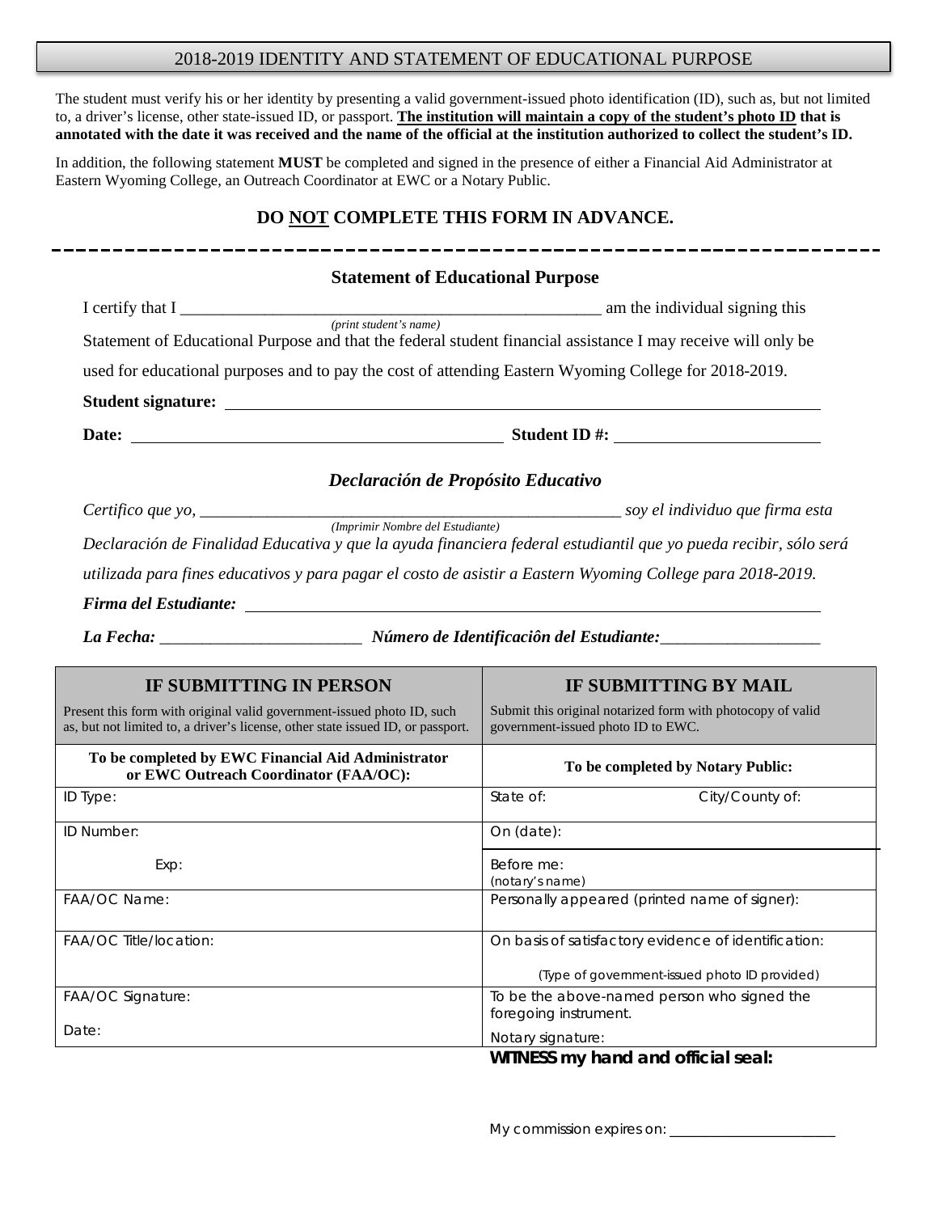# 2018-2019 IDENTITY AND STATEMENT OF EDUCATIONAL PURPOSE

The student must verify his or her identity by presenting a valid government-issued photo identification (ID), such as, but not limited to, a driver's license, other state-issued ID, or passport. **The institution will maintain a copy of the student's photo ID that is annotated with the date it was received and the name of the official at the institution authorized to collect the student's ID.**

In addition, the following statement **MUST** be completed and signed in the presence of either a Financial Aid Administrator at Eastern Wyoming College, an Outreach Coordinator at EWC or a Notary Public.

**DO NOT COMPLETE THIS FORM IN ADVANCE.**

---

## Statement of Educational Purpose

I certify that I ___________________________________________________ am the individual signing this
*(print student's name)*
Statement of Educational Purpose and that the federal student financial assistance I may receive will only be used for educational purposes and to pay the cost of attending Eastern Wyoming College for 2018-2019.

**Student signature:** ___________________________________________________

**Date:** ____________________________________________ **Student ID #:** ________________________

## *Declaración de Propósito Educativo*

*Certifico que yo,* ___________________________________________________ *soy el individuo que firma esta*
*(Imprimir Nombre del Estudiante)*
*Declaración de Finalidad Educativa y que la ayuda financiera federal estudiantil que yo pueda recibir, sólo será utilizada para fines educativos y para pagar el costo de asistir a Eastern Wyoming College para 2018-2019.*

***Firma del Estudiante:*** ___________________________________________________

***La Fecha:*** ________________________ ***Número de Identificaciôn del Estudiante:***___________________

| **IF SUBMITTING IN PERSON**<br>Present this form with original valid government-issued photo ID, such as, but not limited to, a driver's license, other state issued ID, or passport. | **IF SUBMITTING BY MAIL**<br>Submit this original notarized form with photocopy of valid government-issued photo ID to EWC. |
|---|---|
| **To be completed by EWC Financial Aid Administrator or EWC Outreach Coordinator (FAA/OC):** | **To be completed by Notary Public:** |
| ID Type: | State of: City/County of: |
| ID Number:<br>Exp: | On (date):<br>Before me:<br>(notary's name) |
| FAA/OC Name: | Personally appeared (printed name of signer): |
| FAA/OC Title/location: | On basis of satisfactory evidence of identification:<br>(Type of government-issued photo ID provided) |
| FAA/OC Signature:<br>Date: | To be the above-named person who signed the foregoing instrument.<br>Notary signature: |

***WITNESS my hand and official seal:***

My commission expires on: ______________________